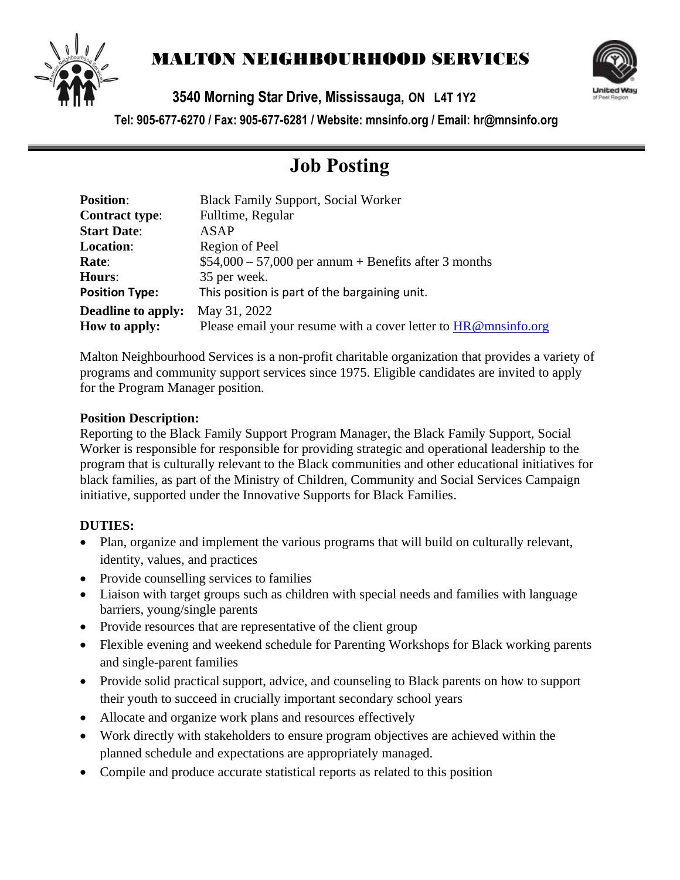# MALTON NEIGHBOURHOOD SERVICES

**3540 Morning Star Drive, Mississauga, ON L4T 1Y2**

**Tel: 905-677-6270 / Fax: 905-677-6281 / Website: mnsinfo.org / Email: hr@mnsinfo.org**

## Job Posting

| | |
|---|---|
| **Position**: | Black Family Support, Social Worker |
| **Contract type**: | Fulltime, Regular |
| **Start Date**: | ASAP |
| **Location**: | Region of Peel |
| **Rate**: | $54,000 – 57,000 per annum + Benefits after 3 months |
| **Hours**: | 35 per week. |
| **Position Type:** | This position is part of the bargaining unit. |
| **Deadline to apply:** | May 31, 2022 |
| **How to apply:** | Please email your resume with a cover letter to HR@mnsinfo.org |

Malton Neighbourhood Services is a non-profit charitable organization that provides a variety of programs and community support services since 1975. Eligible candidates are invited to apply for the Program Manager position.

**Position Description:**
Reporting to the Black Family Support Program Manager, the Black Family Support, Social Worker is responsible for responsible for providing strategic and operational leadership to the program that is culturally relevant to the Black communities and other educational initiatives for black families, as part of the Ministry of Children, Community and Social Services Campaign initiative, supported under the Innovative Supports for Black Families.

**DUTIES:**

- Plan, organize and implement the various programs that will build on culturally relevant, identity, values, and practices
- Provide counselling services to families
- Liaison with target groups such as children with special needs and families with language barriers, young/single parents
- Provide resources that are representative of the client group
- Flexible evening and weekend schedule for Parenting Workshops for Black working parents and single-parent families
- Provide solid practical support, advice, and counseling to Black parents on how to support their youth to succeed in crucially important secondary school years
- Allocate and organize work plans and resources effectively
- Work directly with stakeholders to ensure program objectives are achieved within the planned schedule and expectations are appropriately managed.
- Compile and produce accurate statistical reports as related to this position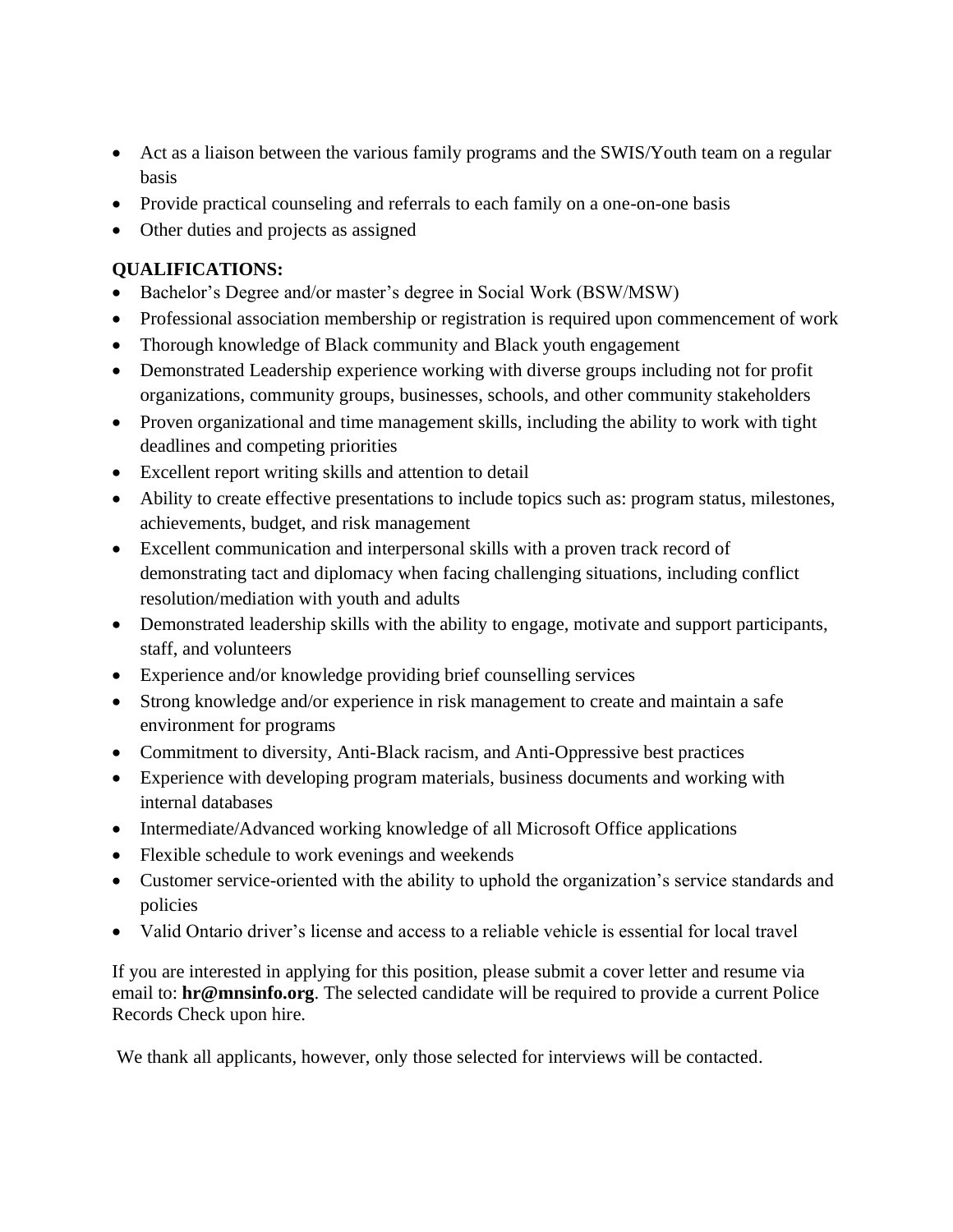- Act as a liaison between the various family programs and the SWIS/Youth team on a regular basis
- Provide practical counseling and referrals to each family on a one-on-one basis
- Other duties and projects as assigned

**QUALIFICATIONS:**

- Bachelor's Degree and/or master's degree in Social Work (BSW/MSW)
- Professional association membership or registration is required upon commencement of work
- Thorough knowledge of Black community and Black youth engagement
- Demonstrated Leadership experience working with diverse groups including not for profit organizations, community groups, businesses, schools, and other community stakeholders
- Proven organizational and time management skills, including the ability to work with tight deadlines and competing priorities
- Excellent report writing skills and attention to detail
- Ability to create effective presentations to include topics such as: program status, milestones, achievements, budget, and risk management
- Excellent communication and interpersonal skills with a proven track record of demonstrating tact and diplomacy when facing challenging situations, including conflict resolution/mediation with youth and adults
- Demonstrated leadership skills with the ability to engage, motivate and support participants, staff, and volunteers
- Experience and/or knowledge providing brief counselling services
- Strong knowledge and/or experience in risk management to create and maintain a safe environment for programs
- Commitment to diversity, Anti-Black racism, and Anti-Oppressive best practices
- Experience with developing program materials, business documents and working with internal databases
- Intermediate/Advanced working knowledge of all Microsoft Office applications
- Flexible schedule to work evenings and weekends
- Customer service-oriented with the ability to uphold the organization's service standards and policies
- Valid Ontario driver's license and access to a reliable vehicle is essential for local travel

If you are interested in applying for this position, please submit a cover letter and resume via email to: **hr@mnsinfo.org**. The selected candidate will be required to provide a current Police Records Check upon hire.

We thank all applicants, however, only those selected for interviews will be contacted.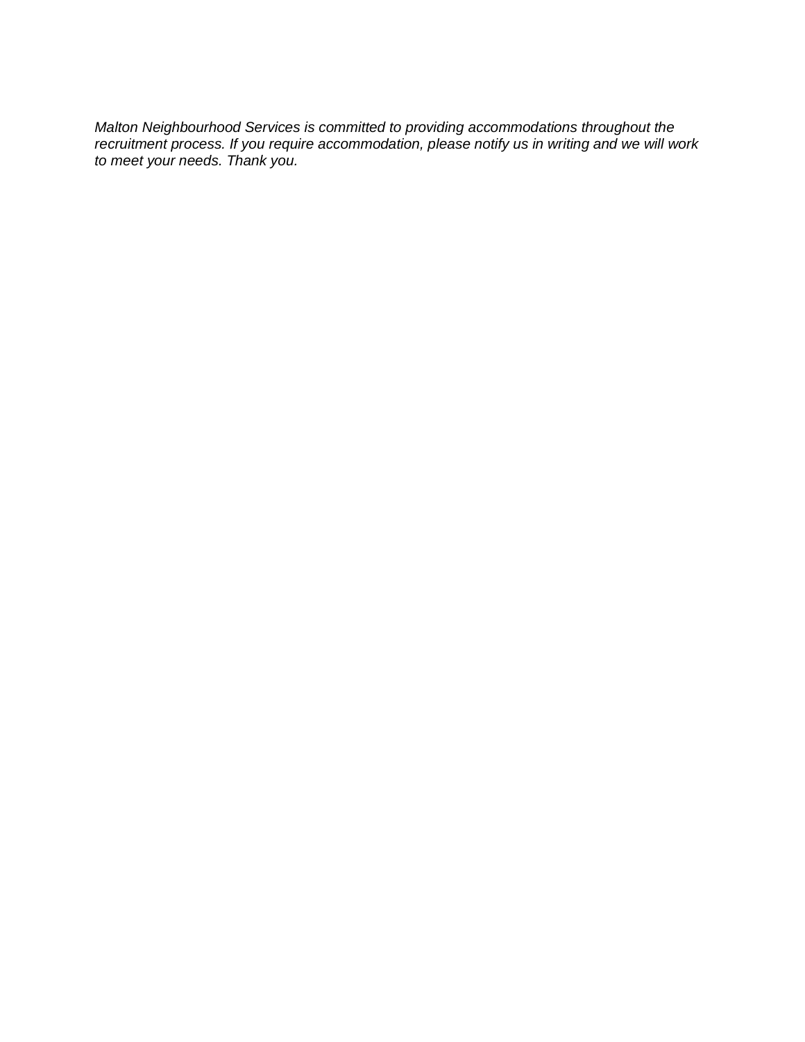*Malton Neighbourhood Services is committed to providing accommodations throughout the recruitment process. If you require accommodation, please notify us in writing and we will work to meet your needs. Thank you.*